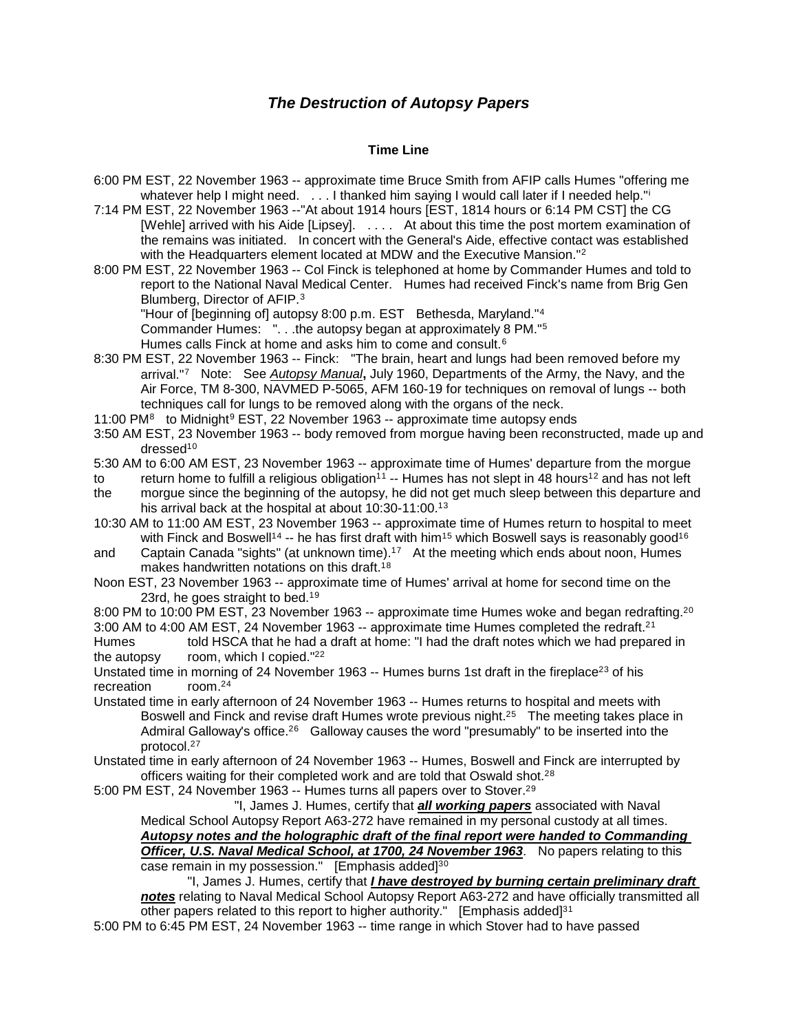## *The Destruction of Autopsy Papers*

### Time Line

6:00 PM EST, 22 November 1963 -- approximate time Bruce Smith from AFIP calls Humes "offering me whatever help I might need. . . . I thanked him saying I would call later if I needed help."[i]

7:14 PM EST, 22 November 1963 --"At about 1914 hours [EST, 1814 hours or 6:14 PM CST] the CG [Wehle] arrived with his Aide [Lipsey]. . . . . At about this time the post mortem examination of the remains was initiated. In concert with the General's Aide, effective contact was established with the Headquarters element located at MDW and the Executive Mansion."[2]

8:00 PM EST, 22 November 1963 -- Col Finck is telephoned at home by Commander Humes and told to report to the National Naval Medical Center. Humes had received Finck's name from Brig Gen Blumberg, Director of AFIP.[3]

"Hour of [beginning of] autopsy 8:00 p.m. EST Bethesda, Maryland."[4]

Commander Humes: ". . .the autopsy began at approximately 8 PM."[5]

Humes calls Finck at home and asks him to come and consult.[6]

8:30 PM EST, 22 November 1963 -- Finck: "The brain, heart and lungs had been removed before my arrival."[7] Note: See ***Autopsy Manual*,** July 1960, Departments of the Army, the Navy, and the Air Force, TM 8-300, NAVMED P-5065, AFM 160-19 for techniques on removal of lungs -- both techniques call for lungs to be removed along with the organs of the neck.

11:00 PM[8] to Midnight[9] EST, 22 November 1963 -- approximate time autopsy ends

3:50 AM EST, 23 November 1963 -- body removed from morgue having been reconstructed, made up and dressed[10]

5:30 AM to 6:00 AM EST, 23 November 1963 -- approximate time of Humes' departure from the morgue to return home to fulfill a religious obligation[11] -- Humes has not slept in 48 hours[12] and has not left the morgue since the beginning of the autopsy, he did not get much sleep between this departure and his arrival back at the hospital at about 10:30-11:00.[13]

10:30 AM to 11:00 AM EST, 23 November 1963 -- approximate time of Humes return to hospital to meet with Finck and Boswell[14] -- he has first draft with him[15] which Boswell says is reasonably good[16] and Captain Canada "sights" (at unknown time).[17] At the meeting which ends about noon, Humes makes handwritten notations on this draft.[18]

Noon EST, 23 November 1963 -- approximate time of Humes' arrival at home for second time on the 23rd, he goes straight to bed.[19]

8:00 PM to 10:00 PM EST, 23 November 1963 -- approximate time Humes woke and began redrafting.[20]

3:00 AM to 4:00 AM EST, 24 November 1963 -- approximate time Humes completed the redraft.[21]

Humes told HSCA that he had a draft at home: "I had the draft notes which we had prepared in the autopsy room, which I copied."[22]

Unstated time in morning of 24 November 1963 -- Humes burns 1st draft in the fireplace[23] of his recreation room.[24]

Unstated time in early afternoon of 24 November 1963 -- Humes returns to hospital and meets with Boswell and Finck and revise draft Humes wrote previous night.[25] The meeting takes place in Admiral Galloway's office.[26] Galloway causes the word "presumably" to be inserted into the protocol.[27]

Unstated time in early afternoon of 24 November 1963 -- Humes, Boswell and Finck are interrupted by officers waiting for their completed work and are told that Oswald shot.[28]

5:00 PM EST, 24 November 1963 -- Humes turns all papers over to Stover.[29]

"I, James J. Humes, certify that ***all working papers*** associated with Naval Medical School Autopsy Report A63-272 have remained in my personal custody at all times. ***Autopsy notes and the holographic draft of the final report were handed to Commanding Officer, U.S. Naval Medical School, at 1700, 24 November 1963***. No papers relating to this case remain in my possession." [Emphasis added][30]

"I, James J. Humes, certify that ***I have destroyed by burning certain preliminary draft notes*** relating to Naval Medical School Autopsy Report A63-272 and have officially transmitted all other papers related to this report to higher authority." [Emphasis added][31]

5:00 PM to 6:45 PM EST, 24 November 1963 -- time range in which Stover had to have passed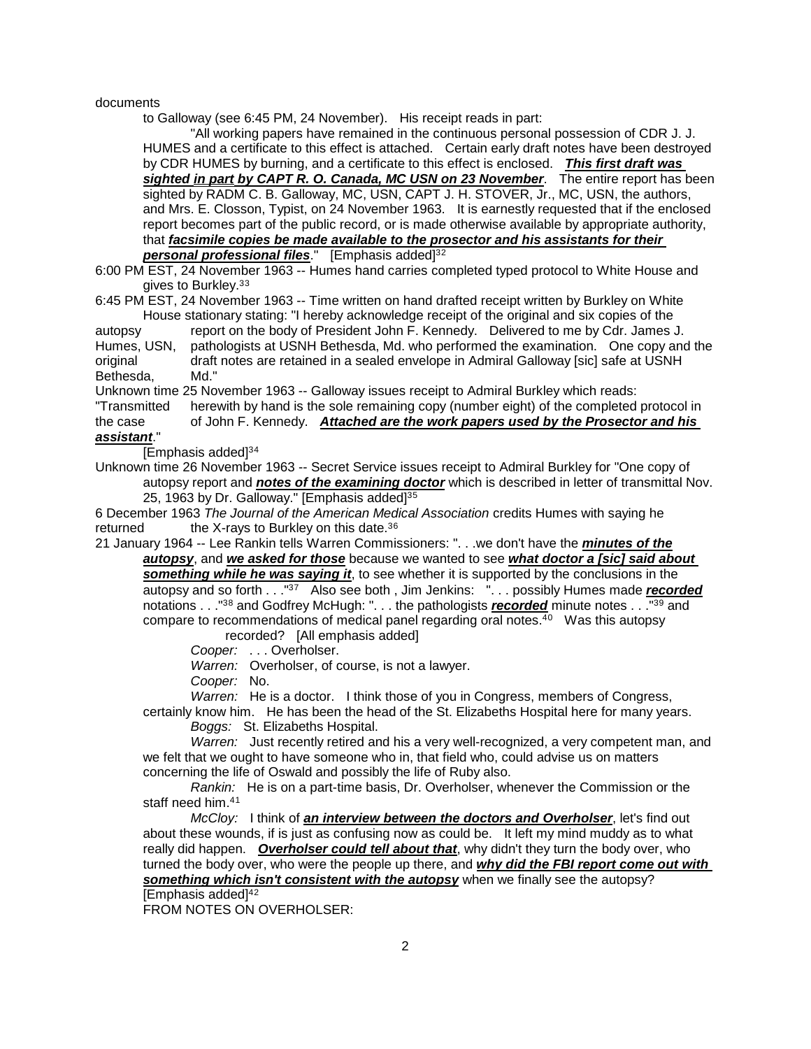documents

to Galloway (see 6:45 PM, 24 November). His receipt reads in part:

"All working papers have remained in the continuous personal possession of CDR J. J. HUMES and a certificate to this effect is attached. Certain early draft notes have been destroyed by CDR HUMES by burning, and a certificate to this effect is enclosed. ***This first draft was sighted in part by CAPT R. O. Canada, MC USN on 23 November***. The entire report has been sighted by RADM C. B. Galloway, MC, USN, CAPT J. H. STOVER, Jr., MC, USN, the authors, and Mrs. E. Closson, Typist, on 24 November 1963. It is earnestly requested that if the enclosed report becomes part of the public record, or is made otherwise available by appropriate authority, that ***facsimile copies be made available to the prosector and his assistants for their personal professional files***." [Emphasis added][32]

6:00 PM EST, 24 November 1963 -- Humes hand carries completed typed protocol to White House and gives to Burkley.[33]

6:45 PM EST, 24 November 1963 -- Time written on hand drafted receipt written by Burkley on White House stationary stating: "I hereby acknowledge receipt of the original and six copies of the autopsy report on the body of President John F. Kennedy. Delivered to me by Cdr. James J. Humes, USN, pathologists at USNH Bethesda, Md. who performed the examination. One copy and the original draft notes are retained in a sealed envelope in Admiral Galloway [sic] safe at USNH Bethesda, Md."

Unknown time 25 November 1963 -- Galloway issues receipt to Admiral Burkley which reads: "Transmitted herewith by hand is the sole remaining copy (number eight) of the completed protocol in the case of John F. Kennedy. ***Attached are the work papers used by the Prosector and his assistant***."

[Emphasis added][34]

Unknown time 26 November 1963 -- Secret Service issues receipt to Admiral Burkley for "One copy of autopsy report and ***notes of the examining doctor*** which is described in letter of transmittal Nov. 25, 1963 by Dr. Galloway." [Emphasis added][35]

6 December 1963 *The Journal of the American Medical Association* credits Humes with saying he returned the X-rays to Burkley on this date.[36]

21 January 1964 -- Lee Rankin tells Warren Commissioners: ". . .we don't have the ***minutes of the autopsy***, and ***we asked for those*** because we wanted to see ***what doctor a [sic] said about something while he was saying it***, to see whether it is supported by the conclusions in the autopsy and so forth . . ."[37] Also see both , Jim Jenkins: ". . . possibly Humes made ***recorded*** notations . . ."[38] and Godfrey McHugh: ". . . the pathologists ***recorded*** minute notes . . ."[39] and compare to recommendations of medical panel regarding oral notes.[40] Was this autopsy recorded? [All emphasis added]

*Cooper:* . . . Overholser.

*Warren:* Overholser, of course, is not a lawyer.

*Cooper:* No.

*Warren:* He is a doctor. I think those of you in Congress, members of Congress, certainly know him. He has been the head of the St. Elizabeths Hospital here for many years.

*Boggs:* St. Elizabeths Hospital.

*Warren:* Just recently retired and his a very well-recognized, a very competent man, and we felt that we ought to have someone who in, that field who, could advise us on matters concerning the life of Oswald and possibly the life of Ruby also.

*Rankin:* He is on a part-time basis, Dr. Overholser, whenever the Commission or the staff need him.[41]

*McCloy:* I think of ***an interview between the doctors and Overholser***, let's find out about these wounds, if is just as confusing now as could be. It left my mind muddy as to what really did happen. ***Overholser could tell about that***, why didn't they turn the body over, who turned the body over, who were the people up there, and ***why did the FBI report come out with something which isn't consistent with the autopsy*** when we finally see the autopsy? [Emphasis added][42]

FROM NOTES ON OVERHOLSER: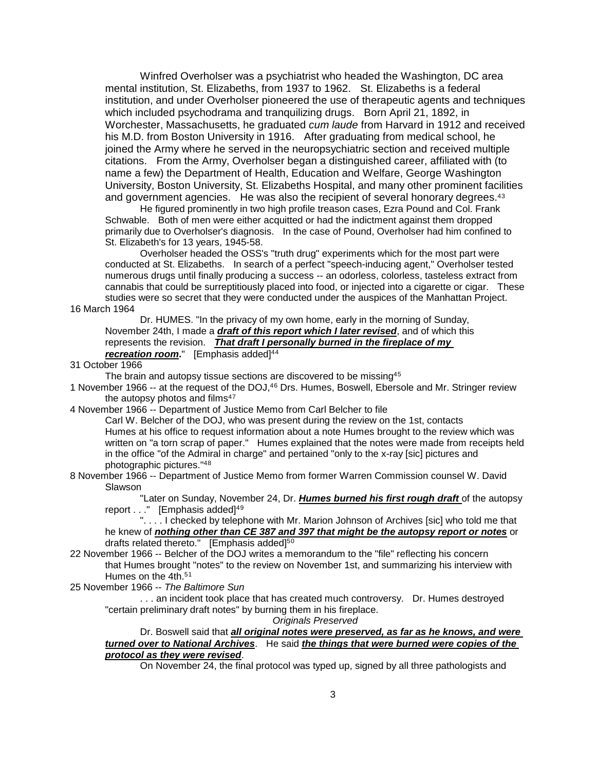Winfred Overholser was a psychiatrist who headed the Washington, DC area mental institution, St. Elizabeths, from 1937 to 1962. St. Elizabeths is a federal institution, and under Overholser pioneered the use of therapeutic agents and techniques which included psychodrama and tranquilizing drugs. Born April 21, 1892, in Worchester, Massachusetts, he graduated *cum laude* from Harvard in 1912 and received his M.D. from Boston University in 1916. After graduating from medical school, he joined the Army where he served in the neuropsychiatric section and received multiple citations. From the Army, Overholser began a distinguished career, affiliated with (to name a few) the Department of Health, Education and Welfare, George Washington University, Boston University, St. Elizabeths Hospital, and many other prominent facilities and government agencies. He was also the recipient of several honorary degrees.[43]

He figured prominently in two high profile treason cases, Ezra Pound and Col. Frank Schwable. Both of men were either acquitted or had the indictment against them dropped primarily due to Overholser's diagnosis. In the case of Pound, Overholser had him confined to St. Elizabeth's for 13 years, 1945-58.

Overholser headed the OSS's "truth drug" experiments which for the most part were conducted at St. Elizabeths. In search of a perfect "speech-inducing agent," Overholser tested numerous drugs until finally producing a success -- an odorless, colorless, tasteless extract from cannabis that could be surreptitiously placed into food, or injected into a cigarette or cigar. These studies were so secret that they were conducted under the auspices of the Manhattan Project.

16 March 1964

Dr. HUMES. "In the privacy of my own home, early in the morning of Sunday, November 24th, I made a ***draft of this report which I later revised***, and of which this represents the revision. ***That draft I personally burned in the fireplace of my recreation room***." [Emphasis added][44]

31 October 1966

The brain and autopsy tissue sections are discovered to be missing[45]

1 November 1966 -- at the request of the DOJ,[46] Drs. Humes, Boswell, Ebersole and Mr. Stringer review the autopsy photos and films[47]

4 November 1966 -- Department of Justice Memo from Carl Belcher to file

Carl W. Belcher of the DOJ, who was present during the review on the 1st, contacts Humes at his office to request information about a note Humes brought to the review which was written on "a torn scrap of paper." Humes explained that the notes were made from receipts held in the office "of the Admiral in charge" and pertained "only to the x-ray [sic] pictures and photographic pictures."[48]

8 November 1966 -- Department of Justice Memo from former Warren Commission counsel W. David Slawson

"Later on Sunday, November 24, Dr. ***Humes burned his first rough draft*** of the autopsy report . . ." [Emphasis added][49]

". . . . I checked by telephone with Mr. Marion Johnson of Archives [sic] who told me that he knew of ***nothing other than CE 387 and 397 that might be the autopsy report or notes*** or drafts related thereto." [Emphasis added][50]

22 November 1966 -- Belcher of the DOJ writes a memorandum to the "file" reflecting his concern that Humes brought "notes" to the review on November 1st, and summarizing his interview with Humes on the 4th.[51]

25 November 1966 -- *The Baltimore Sun*

. . . an incident took place that has created much controversy. Dr. Humes destroyed "certain preliminary draft notes" by burning them in his fireplace.

*Originals Preserved*

Dr. Boswell said that ***all original notes were preserved, as far as he knows, and were turned over to National Archives***. He said ***the things that were burned were copies of the protocol as they were revised***.

On November 24, the final protocol was typed up, signed by all three pathologists and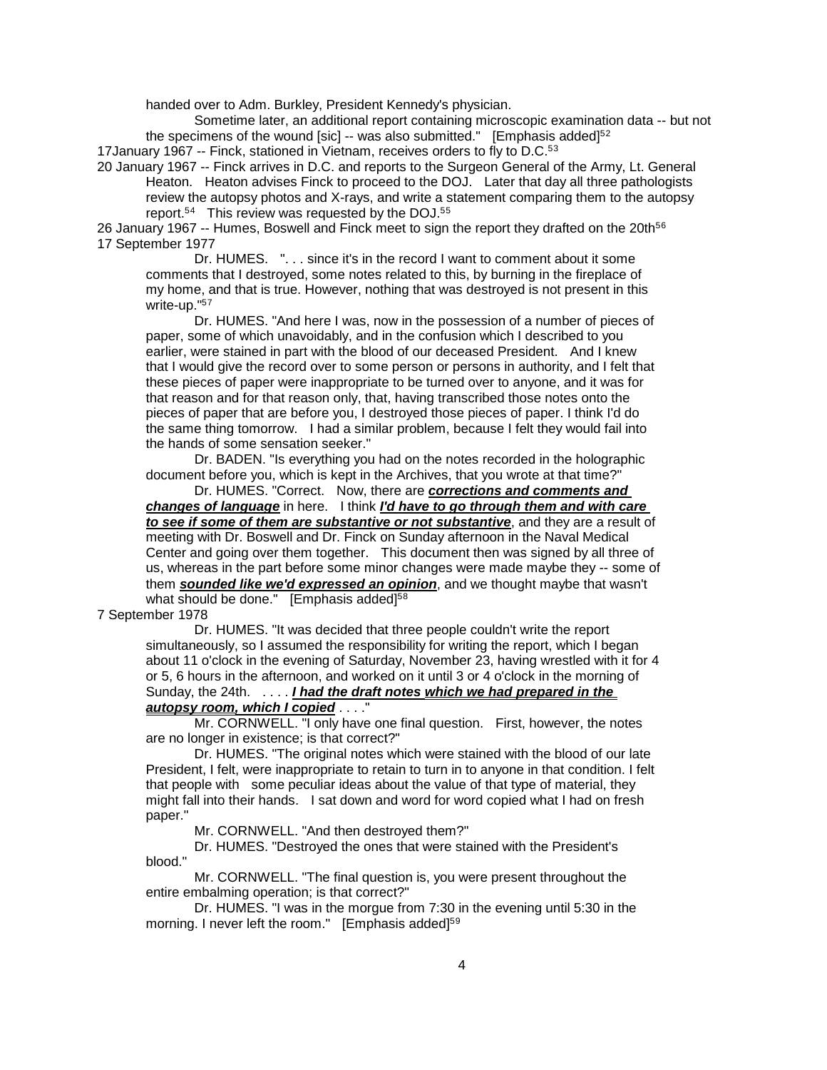handed over to Adm. Burkley, President Kennedy's physician.

Sometime later, an additional report containing microscopic examination data -- but not the specimens of the wound [sic] -- was also submitted." [Emphasis added][52]

17January 1967 -- Finck, stationed in Vietnam, receives orders to fly to D.C.[53]

20 January 1967 -- Finck arrives in D.C. and reports to the Surgeon General of the Army, Lt. General Heaton. Heaton advises Finck to proceed to the DOJ. Later that day all three pathologists review the autopsy photos and X-rays, and write a statement comparing them to the autopsy report.[54] This review was requested by the DOJ.[55]

26 January 1967 -- Humes, Boswell and Finck meet to sign the report they drafted on the 20th[56]

17 September 1977

Dr. HUMES. ". . . since it's in the record I want to comment about it some comments that I destroyed, some notes related to this, by burning in the fireplace of my home, and that is true. However, nothing that was destroyed is not present in this write-up."[57]

Dr. HUMES. "And here I was, now in the possession of a number of pieces of paper, some of which unavoidably, and in the confusion which I described to you earlier, were stained in part with the blood of our deceased President. And I knew that I would give the record over to some person or persons in authority, and I felt that these pieces of paper were inappropriate to be turned over to anyone, and it was for that reason and for that reason only, that, having transcribed those notes onto the pieces of paper that are before you, I destroyed those pieces of paper. I think I'd do the same thing tomorrow. I had a similar problem, because I felt they would fail into the hands of some sensation seeker."

Dr. BADEN. "Is everything you had on the notes recorded in the holographic document before you, which is kept in the Archives, that you wrote at that time?"

Dr. HUMES. "Correct. Now, there are ***corrections and comments and changes of language*** in here. I think ***I'd have to go through them and with care to see if some of them are substantive or not substantive***, and they are a result of meeting with Dr. Boswell and Dr. Finck on Sunday afternoon in the Naval Medical Center and going over them together. This document then was signed by all three of us, whereas in the part before some minor changes were made maybe they -- some of them ***sounded like we'd expressed an opinion***, and we thought maybe that wasn't what should be done." [Emphasis added][58]

7 September 1978

Dr. HUMES. "It was decided that three people couldn't write the report simultaneously, so I assumed the responsibility for writing the report, which I began about 11 o'clock in the evening of Saturday, November 23, having wrestled with it for 4 or 5, 6 hours in the afternoon, and worked on it until 3 or 4 o'clock in the morning of Sunday, the 24th. . . . . ***I had the draft notes which we had prepared in the autopsy room, which I copied*** . . . ."

Mr. CORNWELL. "I only have one final question. First, however, the notes are no longer in existence; is that correct?"

Dr. HUMES. "The original notes which were stained with the blood of our late President, I felt, were inappropriate to retain to turn in to anyone in that condition. I felt that people with some peculiar ideas about the value of that type of material, they might fall into their hands. I sat down and word for word copied what I had on fresh paper."

Mr. CORNWELL. "And then destroyed them?"

Dr. HUMES. "Destroyed the ones that were stained with the President's blood."

Mr. CORNWELL. "The final question is, you were present throughout the entire embalming operation; is that correct?"

Dr. HUMES. "I was in the morgue from 7:30 in the evening until 5:30 in the morning. I never left the room." [Emphasis added][59]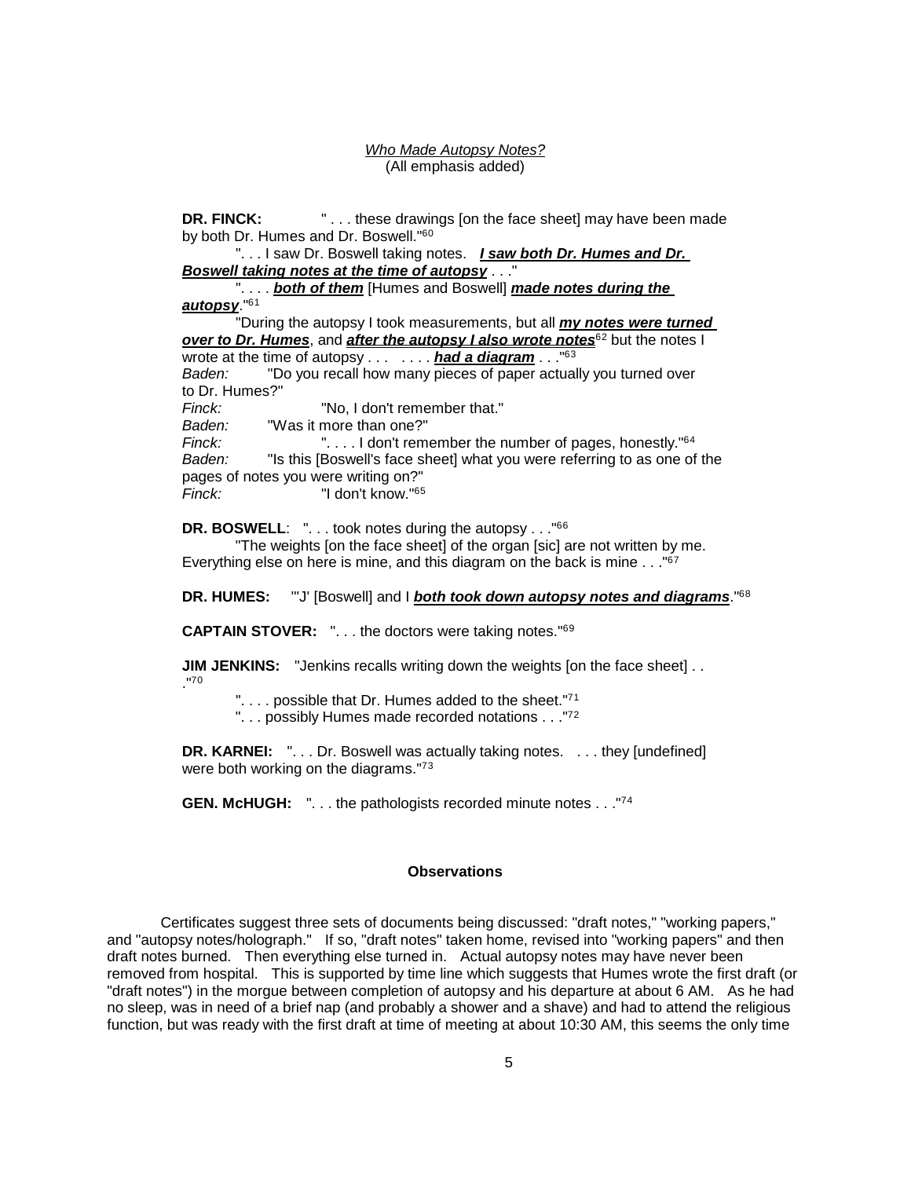*Who Made Autopsy Notes?*
(All emphasis added)

**DR. FINCK:** " . . . these drawings [on the face sheet] may have been made by both Dr. Humes and Dr. Boswell."[60]

". . . I saw Dr. Boswell taking notes. ***I saw both Dr. Humes and Dr. Boswell taking notes at the time of autopsy*** . . ."

". . . . ***both of them*** [Humes and Boswell] ***made notes during the autopsy***."[61]

"During the autopsy I took measurements, but all ***my notes were turned over to Dr. Humes***, and ***after the autopsy I also wrote notes***[62] but the notes I wrote at the time of autopsy . . . . . . . ***had a diagram*** . . ."[63]

*Baden:* "Do you recall how many pieces of paper actually you turned over to Dr. Humes?"

*Finck:* "No, I don't remember that."

*Baden:* "Was it more than one?"

*Finck:* ". . . . I don't remember the number of pages, honestly."[64]

*Baden:* "Is this [Boswell's face sheet] what you were referring to as one of the pages of notes you were writing on?"

*Finck:* "I don't know."[65]

**DR. BOSWELL**: ". . . took notes during the autopsy . . ."[66]

"The weights [on the face sheet] of the organ [sic] are not written by me. Everything else on here is mine, and this diagram on the back is mine . . ."[67]

**DR. HUMES:** "'J' [Boswell] and I ***both took down autopsy notes and diagrams***."[68]

**CAPTAIN STOVER:** ". . . the doctors were taking notes."[69]

**JIM JENKINS:** "Jenkins recalls writing down the weights [on the face sheet] . . ."[70]

". . . . possible that Dr. Humes added to the sheet."[71]

". . . possibly Humes made recorded notations . . ."[72]

**DR. KARNEI:** ". . . Dr. Boswell was actually taking notes. . . . they [undefined] were both working on the diagrams."[73]

**GEN. McHUGH:** ". . . the pathologists recorded minute notes . . ."[74]

**Observations**

Certificates suggest three sets of documents being discussed: "draft notes," "working papers," and "autopsy notes/holograph." If so, "draft notes" taken home, revised into "working papers" and then draft notes burned. Then everything else turned in. Actual autopsy notes may have never been removed from hospital. This is supported by time line which suggests that Humes wrote the first draft (or "draft notes") in the morgue between completion of autopsy and his departure at about 6 AM. As he had no sleep, was in need of a brief nap (and probably a shower and a shave) and had to attend the religious function, but was ready with the first draft at time of meeting at about 10:30 AM, this seems the only time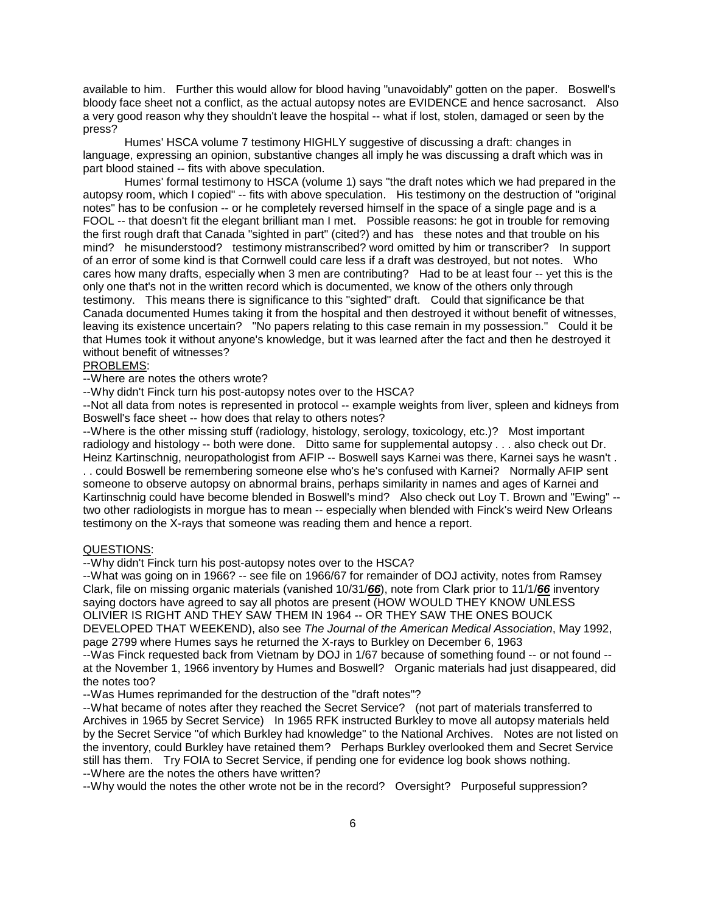available to him. Further this would allow for blood having "unavoidably" gotten on the paper. Boswell's bloody face sheet not a conflict, as the actual autopsy notes are EVIDENCE and hence sacrosanct. Also a very good reason why they shouldn't leave the hospital -- what if lost, stolen, damaged or seen by the press?

Humes' HSCA volume 7 testimony HIGHLY suggestive of discussing a draft: changes in language, expressing an opinion, substantive changes all imply he was discussing a draft which was in part blood stained -- fits with above speculation.

Humes' formal testimony to HSCA (volume 1) says "the draft notes which we had prepared in the autopsy room, which I copied" -- fits with above speculation. His testimony on the destruction of "original notes" has to be confusion -- or he completely reversed himself in the space of a single page and is a FOOL -- that doesn't fit the elegant brilliant man I met. Possible reasons: he got in trouble for removing the first rough draft that Canada "sighted in part" (cited?) and has these notes and that trouble on his mind? he misunderstood? testimony mistranscribed? word omitted by him or transcriber? In support of an error of some kind is that Cornwell could care less if a draft was destroyed, but not notes. Who cares how many drafts, especially when 3 men are contributing? Had to be at least four -- yet this is the only one that's not in the written record which is documented, we know of the others only through testimony. This means there is significance to this "sighted" draft. Could that significance be that Canada documented Humes taking it from the hospital and then destroyed it without benefit of witnesses, leaving its existence uncertain? "No papers relating to this case remain in my possession." Could it be that Humes took it without anyone's knowledge, but it was learned after the fact and then he destroyed it without benefit of witnesses?

<u>PROBLEMS</u>:

--Where are notes the others wrote?

--Why didn't Finck turn his post-autopsy notes over to the HSCA?

--Not all data from notes is represented in protocol -- example weights from liver, spleen and kidneys from Boswell's face sheet -- how does that relay to others notes?

--Where is the other missing stuff (radiology, histology, serology, toxicology, etc.)? Most important radiology and histology -- both were done. Ditto same for supplemental autopsy . . . also check out Dr. Heinz Kartinschnig, neuropathologist from AFIP -- Boswell says Karnei was there, Karnei says he wasn't . . . could Boswell be remembering someone else who's he's confused with Karnei? Normally AFIP sent someone to observe autopsy on abnormal brains, perhaps similarity in names and ages of Karnei and Kartinschnig could have become blended in Boswell's mind? Also check out Loy T. Brown and "Ewing" -- two other radiologists in morgue has to mean -- especially when blended with Finck's weird New Orleans testimony on the X-rays that someone was reading them and hence a report.

<u>QUESTIONS</u>:

--Why didn't Finck turn his post-autopsy notes over to the HSCA?

--What was going on in 1966? -- see file on 1966/67 for remainder of DOJ activity, notes from Ramsey Clark, file on missing organic materials (vanished 10/31/***<u>66</u>***), note from Clark prior to 11/1/***<u>66</u>*** inventory saying doctors have agreed to say all photos are present (HOW WOULD THEY KNOW UNLESS OLIVIER IS RIGHT AND THEY SAW THEM IN 1964 -- OR THEY SAW THE ONES BOUCK DEVELOPED THAT WEEKEND), also see *The Journal of the American Medical Association*, May 1992, page 2799 where Humes says he returned the X-rays to Burkley on December 6, 1963

--Was Finck requested back from Vietnam by DOJ in 1/67 because of something found -- or not found -- at the November 1, 1966 inventory by Humes and Boswell? Organic materials had just disappeared, did the notes too?

--Was Humes reprimanded for the destruction of the "draft notes"?

--What became of notes after they reached the Secret Service? (not part of materials transferred to Archives in 1965 by Secret Service) In 1965 RFK instructed Burkley to move all autopsy materials held by the Secret Service "of which Burkley had knowledge" to the National Archives. Notes are not listed on the inventory, could Burkley have retained them? Perhaps Burkley overlooked them and Secret Service still has them. Try FOIA to Secret Service, if pending one for evidence log book shows nothing.

--Where are the notes the others have written?

--Why would the notes the other wrote not be in the record? Oversight? Purposeful suppression?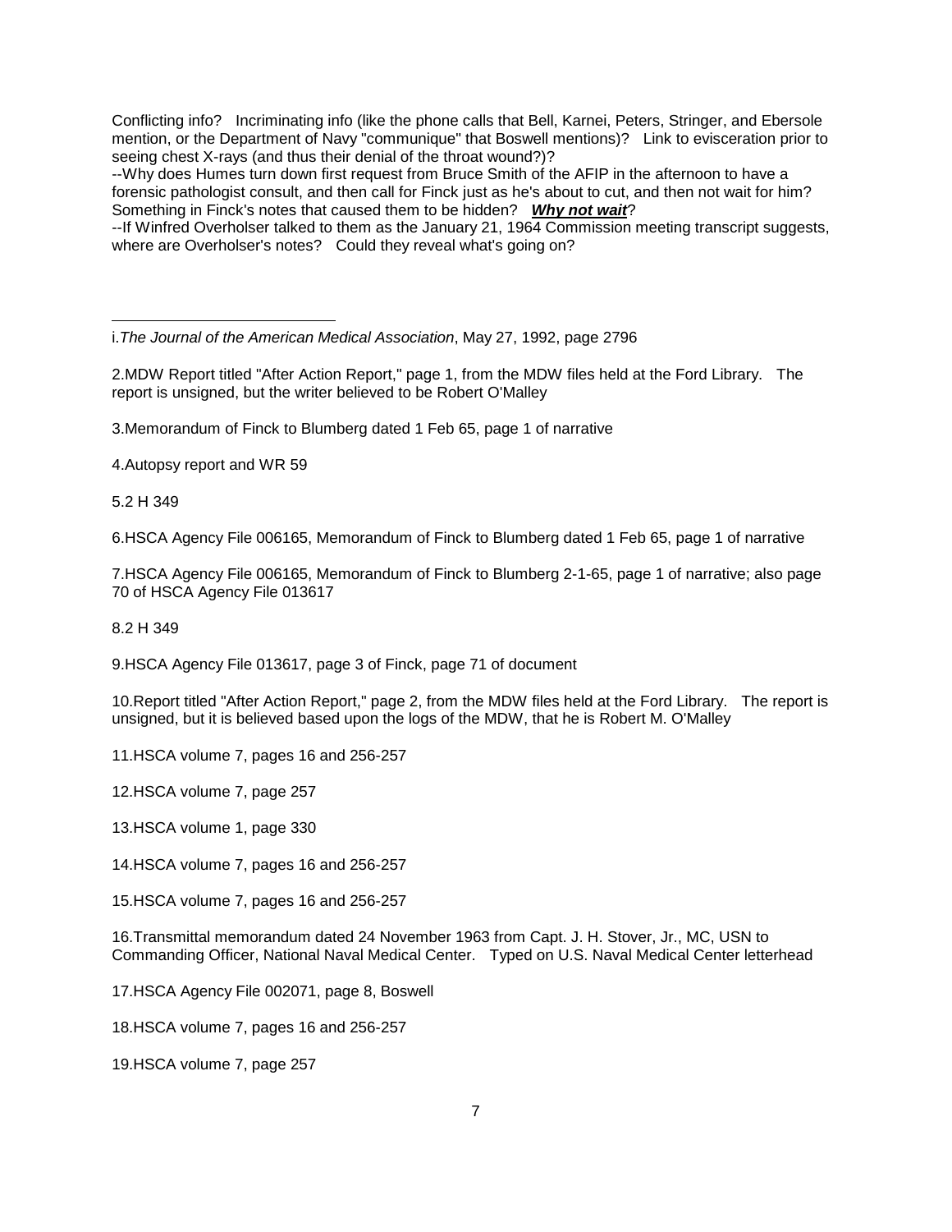Conflicting info? Incriminating info (like the phone calls that Bell, Karnei, Peters, Stringer, and Ebersole mention, or the Department of Navy "communique" that Boswell mentions)? Link to evisceration prior to seeing chest X-rays (and thus their denial of the throat wound?)?

--Why does Humes turn down first request from Bruce Smith of the AFIP in the afternoon to have a forensic pathologist consult, and then call for Finck just as he's about to cut, and then not wait for him? Something in Finck's notes that caused them to be hidden? ***Why not wait***?

--If Winfred Overholser talked to them as the January 21, 1964 Commission meeting transcript suggests, where are Overholser's notes? Could they reveal what's going on?

---

i.*The Journal of the American Medical Association*, May 27, 1992, page 2796

2.MDW Report titled "After Action Report," page 1, from the MDW files held at the Ford Library. The report is unsigned, but the writer believed to be Robert O'Malley

3.Memorandum of Finck to Blumberg dated 1 Feb 65, page 1 of narrative

4.Autopsy report and WR 59

5.2 H 349

6.HSCA Agency File 006165, Memorandum of Finck to Blumberg dated 1 Feb 65, page 1 of narrative

7.HSCA Agency File 006165, Memorandum of Finck to Blumberg 2-1-65, page 1 of narrative; also page 70 of HSCA Agency File 013617

8.2 H 349

9.HSCA Agency File 013617, page 3 of Finck, page 71 of document

10.Report titled "After Action Report," page 2, from the MDW files held at the Ford Library. The report is unsigned, but it is believed based upon the logs of the MDW, that he is Robert M. O'Malley

11.HSCA volume 7, pages 16 and 256-257

12.HSCA volume 7, page 257

13.HSCA volume 1, page 330

14.HSCA volume 7, pages 16 and 256-257

15.HSCA volume 7, pages 16 and 256-257

16.Transmittal memorandum dated 24 November 1963 from Capt. J. H. Stover, Jr., MC, USN to Commanding Officer, National Naval Medical Center. Typed on U.S. Naval Medical Center letterhead

17.HSCA Agency File 002071, page 8, Boswell

18.HSCA volume 7, pages 16 and 256-257

19.HSCA volume 7, page 257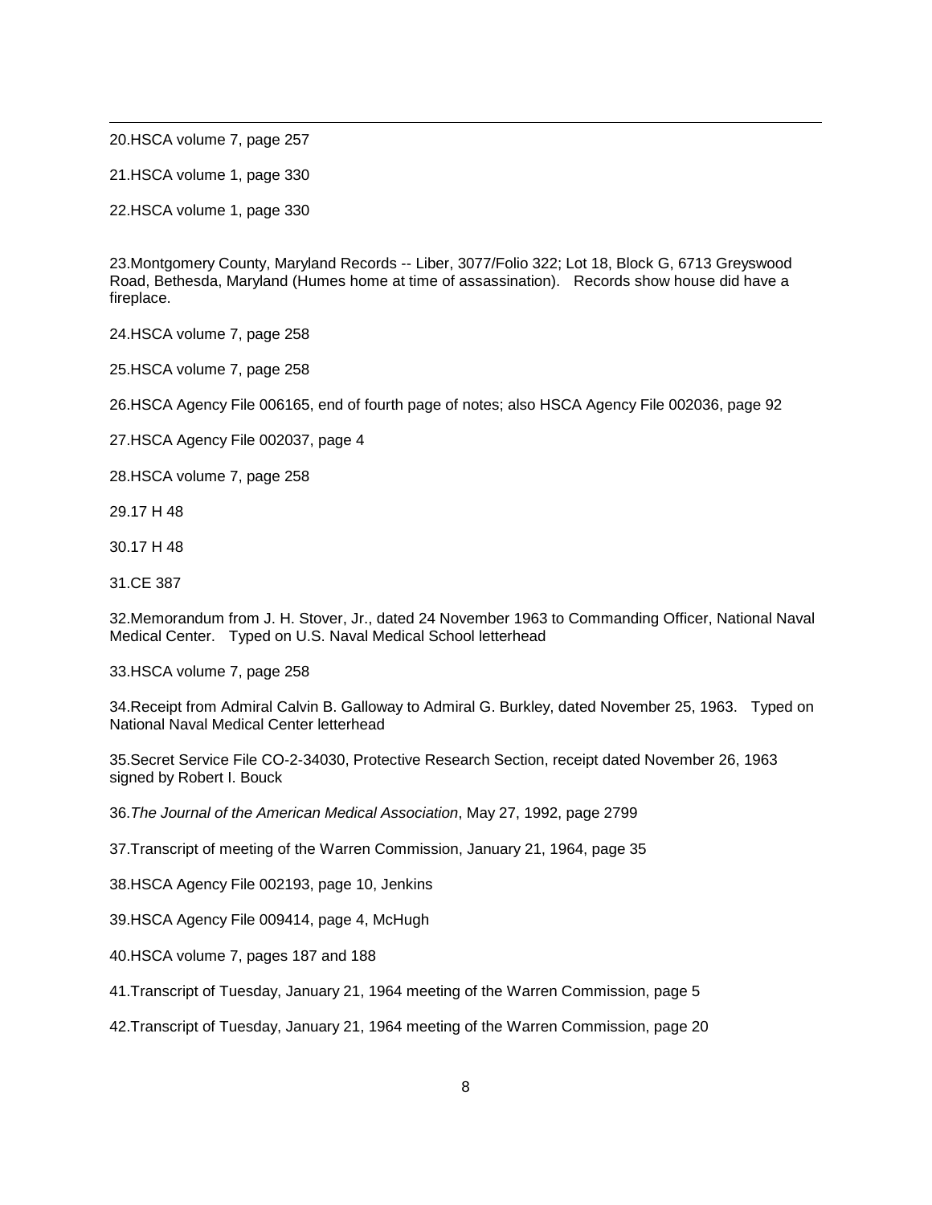20.HSCA volume 7, page 257

21.HSCA volume 1, page 330

22.HSCA volume 1, page 330

23.Montgomery County, Maryland Records -- Liber, 3077/Folio 322; Lot 18, Block G, 6713 Greyswood Road, Bethesda, Maryland (Humes home at time of assassination). Records show house did have a fireplace.

24.HSCA volume 7, page 258

25.HSCA volume 7, page 258

26.HSCA Agency File 006165, end of fourth page of notes; also HSCA Agency File 002036, page 92

27.HSCA Agency File 002037, page 4

28.HSCA volume 7, page 258

29.17 H 48

30.17 H 48

31.CE 387

32.Memorandum from J. H. Stover, Jr., dated 24 November 1963 to Commanding Officer, National Naval Medical Center. Typed on U.S. Naval Medical School letterhead

33.HSCA volume 7, page 258

34.Receipt from Admiral Calvin B. Galloway to Admiral G. Burkley, dated November 25, 1963. Typed on National Naval Medical Center letterhead

35.Secret Service File CO-2-34030, Protective Research Section, receipt dated November 26, 1963 signed by Robert I. Bouck

36.*The Journal of the American Medical Association*, May 27, 1992, page 2799

37.Transcript of meeting of the Warren Commission, January 21, 1964, page 35

38.HSCA Agency File 002193, page 10, Jenkins

39.HSCA Agency File 009414, page 4, McHugh

40.HSCA volume 7, pages 187 and 188

41.Transcript of Tuesday, January 21, 1964 meeting of the Warren Commission, page 5

42.Transcript of Tuesday, January 21, 1964 meeting of the Warren Commission, page 20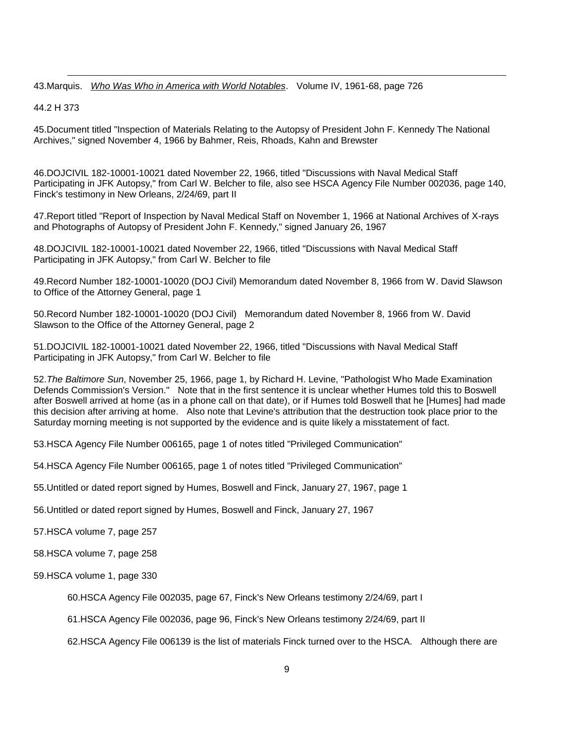43.Marquis. *Who Was Who in America with World Notables*. Volume IV, 1961-68, page 726

44.2 H 373

45.Document titled "Inspection of Materials Relating to the Autopsy of President John F. Kennedy The National Archives," signed November 4, 1966 by Bahmer, Reis, Rhoads, Kahn and Brewster

46.DOJCIVIL 182-10001-10021 dated November 22, 1966, titled "Discussions with Naval Medical Staff Participating in JFK Autopsy," from Carl W. Belcher to file, also see HSCA Agency File Number 002036, page 140, Finck's testimony in New Orleans, 2/24/69, part II

47.Report titled "Report of Inspection by Naval Medical Staff on November 1, 1966 at National Archives of X-rays and Photographs of Autopsy of President John F. Kennedy," signed January 26, 1967

48.DOJCIVIL 182-10001-10021 dated November 22, 1966, titled "Discussions with Naval Medical Staff Participating in JFK Autopsy," from Carl W. Belcher to file

49.Record Number 182-10001-10020 (DOJ Civil) Memorandum dated November 8, 1966 from W. David Slawson to Office of the Attorney General, page 1

50.Record Number 182-10001-10020 (DOJ Civil) Memorandum dated November 8, 1966 from W. David Slawson to the Office of the Attorney General, page 2

51.DOJCIVIL 182-10001-10021 dated November 22, 1966, titled "Discussions with Naval Medical Staff Participating in JFK Autopsy," from Carl W. Belcher to file

52.*The Baltimore Sun*, November 25, 1966, page 1, by Richard H. Levine, "Pathologist Who Made Examination Defends Commission's Version." Note that in the first sentence it is unclear whether Humes told this to Boswell after Boswell arrived at home (as in a phone call on that date), or if Humes told Boswell that he [Humes] had made this decision after arriving at home. Also note that Levine's attribution that the destruction took place prior to the Saturday morning meeting is not supported by the evidence and is quite likely a misstatement of fact.

53.HSCA Agency File Number 006165, page 1 of notes titled "Privileged Communication"

54.HSCA Agency File Number 006165, page 1 of notes titled "Privileged Communication"

55.Untitled or dated report signed by Humes, Boswell and Finck, January 27, 1967, page 1

56.Untitled or dated report signed by Humes, Boswell and Finck, January 27, 1967

57.HSCA volume 7, page 257

58.HSCA volume 7, page 258

59.HSCA volume 1, page 330

60.HSCA Agency File 002035, page 67, Finck's New Orleans testimony 2/24/69, part I

61.HSCA Agency File 002036, page 96, Finck's New Orleans testimony 2/24/69, part II

62.HSCA Agency File 006139 is the list of materials Finck turned over to the HSCA. Although there are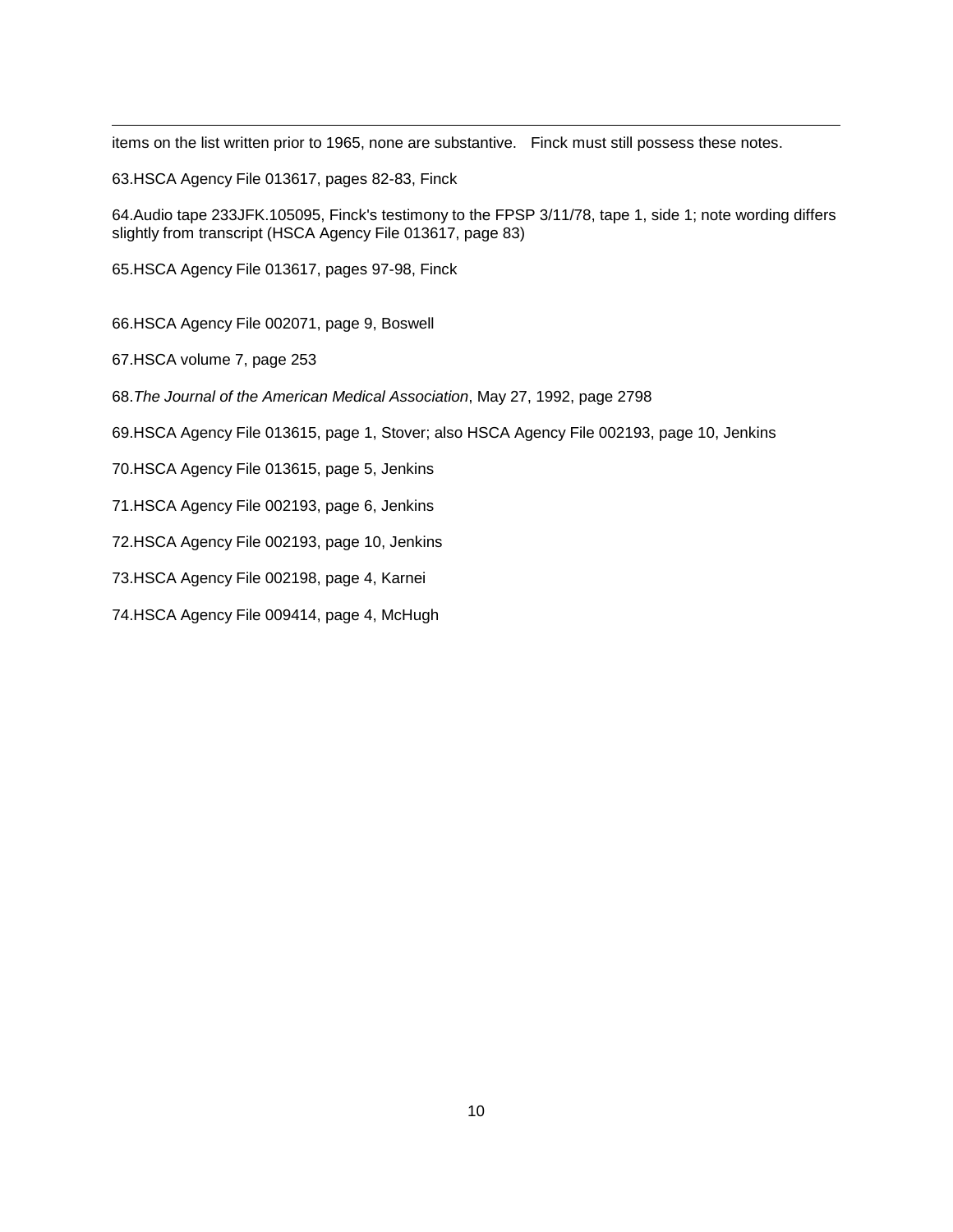items on the list written prior to 1965, none are substantive. Finck must still possess these notes.

63.HSCA Agency File 013617, pages 82-83, Finck

64.Audio tape 233JFK.105095, Finck's testimony to the FPSP 3/11/78, tape 1, side 1; note wording differs slightly from transcript (HSCA Agency File 013617, page 83)

65.HSCA Agency File 013617, pages 97-98, Finck

66.HSCA Agency File 002071, page 9, Boswell

67.HSCA volume 7, page 253

68.*The Journal of the American Medical Association*, May 27, 1992, page 2798

69.HSCA Agency File 013615, page 1, Stover; also HSCA Agency File 002193, page 10, Jenkins

70.HSCA Agency File 013615, page 5, Jenkins

71.HSCA Agency File 002193, page 6, Jenkins

72.HSCA Agency File 002193, page 10, Jenkins

73.HSCA Agency File 002198, page 4, Karnei

74.HSCA Agency File 009414, page 4, McHugh